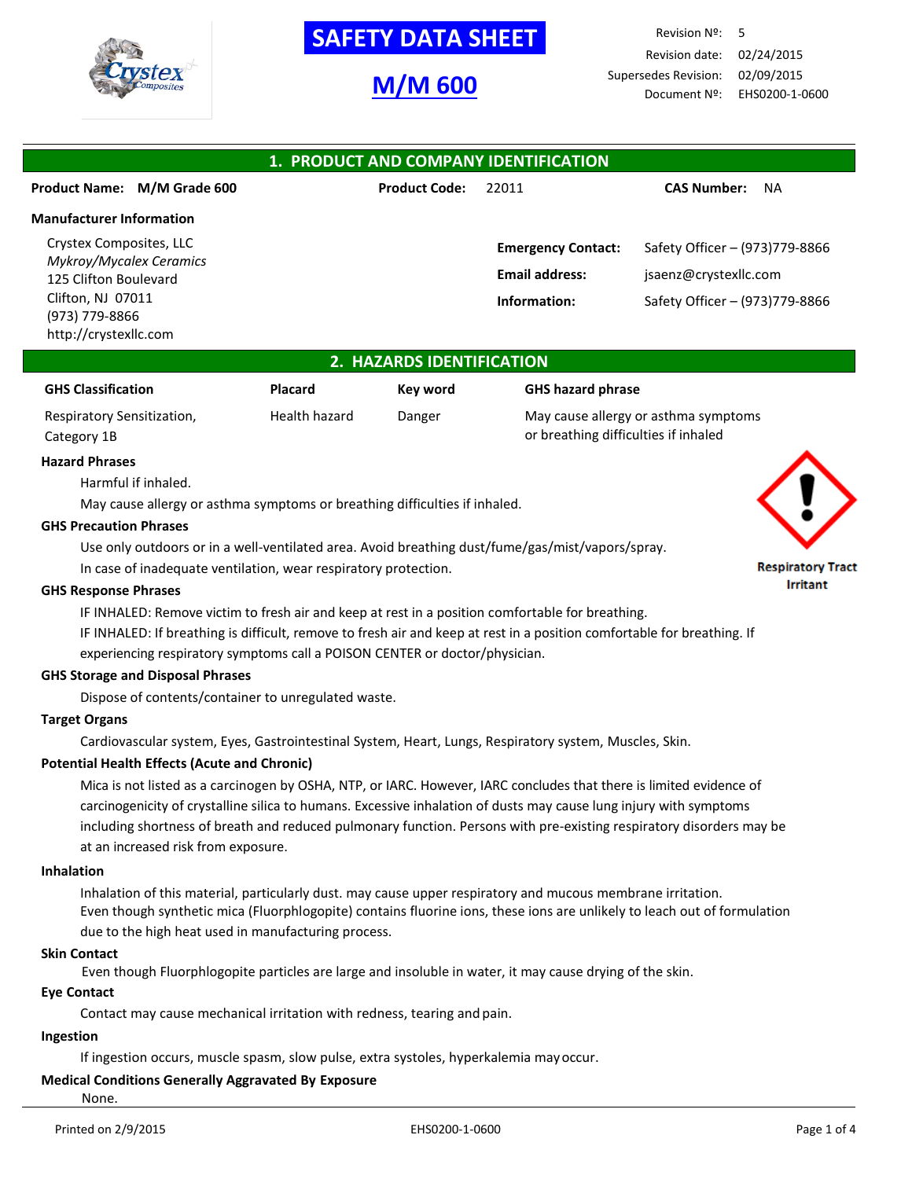# SAFETY DATA SHEET

## M/M 600

Revision №: 5
Revision date: 02/24/2015
Supersedes Revision: 02/09/2015
Document №: EHS0200-1-0600

## 1. PRODUCT AND COMPANY IDENTIFICATION

**Product Name:** M/M Grade 600 **Product Code:** 22011 **CAS Number:** NA

**Manufacturer Information**

Crystex Composites, LLC
*Mykroy/Mycalex Ceramics*
125 Clifton Boulevard
Clifton, NJ 07011
(973) 779-8866
http://crystexllc.com

**Emergency Contact:** Safety Officer – (973)779-8866
**Email address:** jsaenz@crystexllc.com
**Information:** Safety Officer – (973)779-8866

## 2. HAZARDS IDENTIFICATION

| GHS Classification | Placard | Key word | GHS hazard phrase |
|---|---|---|---|
| Respiratory Sensitization, Category 1B | Health hazard | Danger | May cause allergy or asthma symptoms or breathing difficulties if inhaled |

Respiratory Tract Irritant

**Hazard Phrases**

Harmful if inhaled.

May cause allergy or asthma symptoms or breathing difficulties if inhaled.

**GHS Precaution Phrases**

Use only outdoors or in a well-ventilated area. Avoid breathing dust/fume/gas/mist/vapors/spray.

In case of inadequate ventilation, wear respiratory protection.

**GHS Response Phrases**

IF INHALED: Remove victim to fresh air and keep at rest in a position comfortable for breathing.

IF INHALED: If breathing is difficult, remove to fresh air and keep at rest in a position comfortable for breathing. If experiencing respiratory symptoms call a POISON CENTER or doctor/physician.

**GHS Storage and Disposal Phrases**

Dispose of contents/container to unregulated waste.

**Target Organs**

Cardiovascular system, Eyes, Gastrointestinal System, Heart, Lungs, Respiratory system, Muscles, Skin.

**Potential Health Effects (Acute and Chronic)**

Mica is not listed as a carcinogen by OSHA, NTP, or IARC. However, IARC concludes that there is limited evidence of carcinogenicity of crystalline silica to humans. Excessive inhalation of dusts may cause lung injury with symptoms including shortness of breath and reduced pulmonary function. Persons with pre-existing respiratory disorders may be at an increased risk from exposure.

**Inhalation**

Inhalation of this material, particularly dust. may cause upper respiratory and mucous membrane irritation.

Even though synthetic mica (Fluorphlogopite) contains fluorine ions, these ions are unlikely to leach out of formulation due to the high heat used in manufacturing process.

**Skin Contact**

Even though Fluorphlogopite particles are large and insoluble in water, it may cause drying of the skin.

**Eye Contact**

Contact may cause mechanical irritation with redness, tearing and pain.

**Ingestion**

If ingestion occurs, muscle spasm, slow pulse, extra systoles, hyperkalemia may occur.

**Medical Conditions Generally Aggravated By Exposure**

None.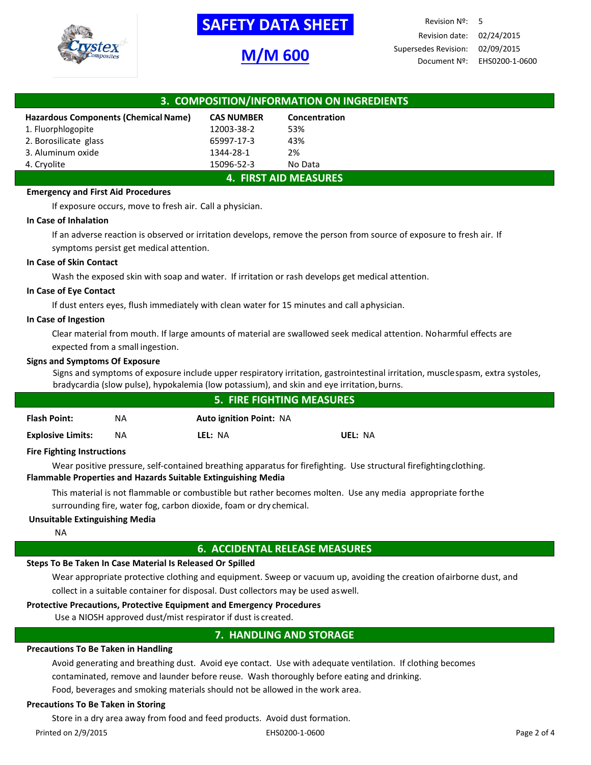# SAFETY DATA SHEET

## M/M 600

Revision Nº: 5
Revision date: 02/24/2015
Supersedes Revision: 02/09/2015
Document Nº: EHS0200-1-0600

## 3. COMPOSITION/INFORMATION ON INGREDIENTS

| Hazardous Components (Chemical Name) | CAS NUMBER | Concentration |
|---|---|---|
| 1. Fluorphlogopite | 12003-38-2 | 53% |
| 2. Borosilicate glass | 65997-17-3 | 43% |
| 3. Aluminum oxide | 1344-28-1 | 2% |
| 4. Cryolite | 15096-52-3 | No Data |

## 4. FIRST AID MEASURES

**Emergency and First Aid Procedures**

If exposure occurs, move to fresh air. Call a physician.

**In Case of Inhalation**

If an adverse reaction is observed or irritation develops, remove the person from source of exposure to fresh air. If symptoms persist get medical attention.

**In Case of Skin Contact**

Wash the exposed skin with soap and water. If irritation or rash develops get medical attention.

**In Case of Eye Contact**

If dust enters eyes, flush immediately with clean water for 15 minutes and call a physician.

**In Case of Ingestion**

Clear material from mouth. If large amounts of material are swallowed seek medical attention. No harmful effects are expected from a small ingestion.

**Signs and Symptoms Of Exposure**

Signs and symptoms of exposure include upper respiratory irritation, gastrointestinal irritation, muscle spasm, extra systoles, bradycardia (slow pulse), hypokalemia (low potassium), and skin and eye irritation, burns.

## 5. FIRE FIGHTING MEASURES

**Flash Point:** NA **Auto ignition Point:** NA

**Explosive Limits:** NA **LEL:** NA **UEL:** NA

**Fire Fighting Instructions**

Wear positive pressure, self-contained breathing apparatus for firefighting. Use structural firefighting clothing.

**Flammable Properties and Hazards Suitable Extinguishing Media**

This material is not flammable or combustible but rather becomes molten. Use any media appropriate for the surrounding fire, water fog, carbon dioxide, foam or dry chemical.

**Unsuitable Extinguishing Media**

NA

## 6. ACCIDENTAL RELEASE MEASURES

**Steps To Be Taken In Case Material Is Released Or Spilled**

Wear appropriate protective clothing and equipment. Sweep or vacuum up, avoiding the creation of airborne dust, and collect in a suitable container for disposal. Dust collectors may be used as well.

**Protective Precautions, Protective Equipment and Emergency Procedures**

Use a NIOSH approved dust/mist respirator if dust is created.

## 7. HANDLING AND STORAGE

**Precautions To Be Taken in Handling**

Avoid generating and breathing dust. Avoid eye contact. Use with adequate ventilation. If clothing becomes contaminated, remove and launder before reuse. Wash thoroughly before eating and drinking.
Food, beverages and smoking materials should not be allowed in the work area.

**Precautions To Be Taken in Storing**

Store in a dry area away from food and feed products. Avoid dust formation.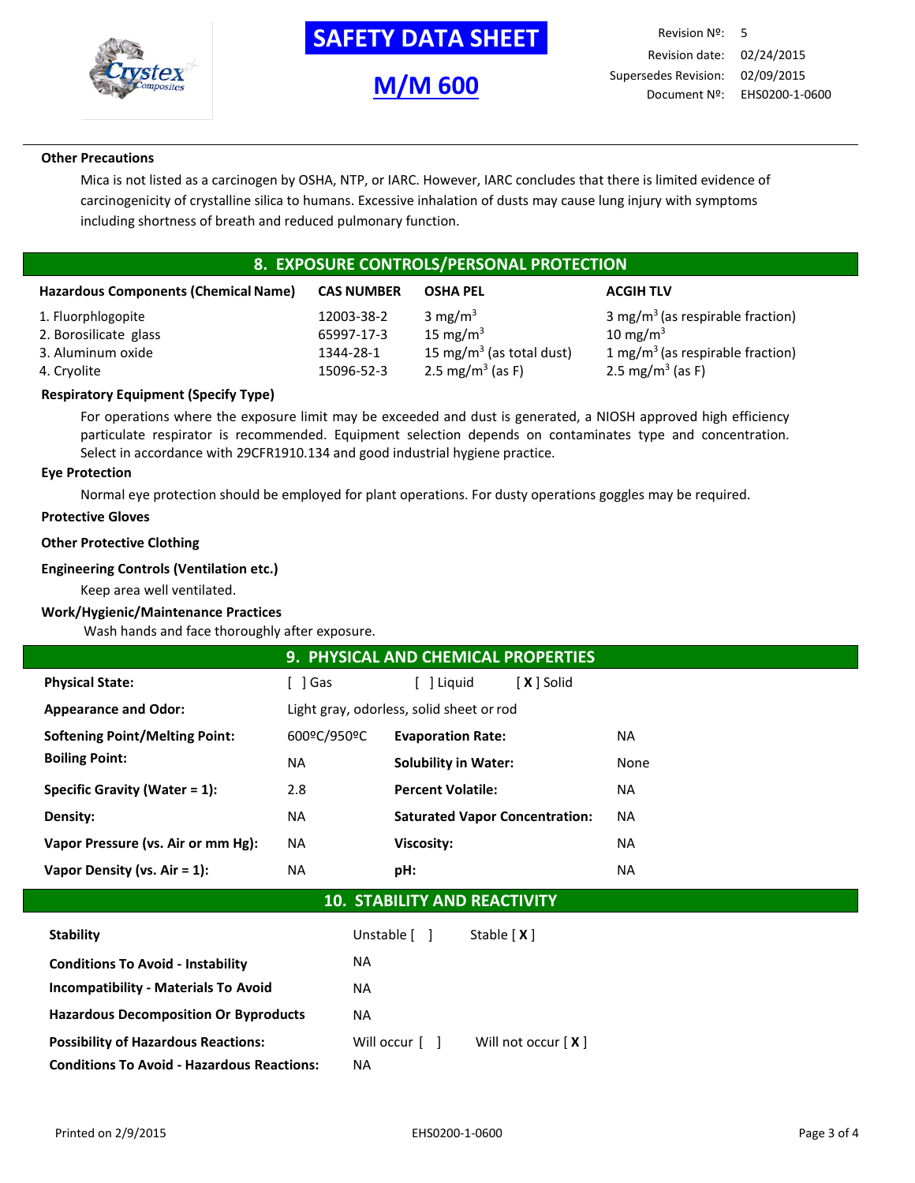**Other Precautions**

Mica is not listed as a carcinogen by OSHA, NTP, or IARC. However, IARC concludes that there is limited evidence of carcinogenicity of crystalline silica to humans. Excessive inhalation of dusts may cause lung injury with symptoms including shortness of breath and reduced pulmonary function.

## 8. EXPOSURE CONTROLS/PERSONAL PROTECTION

| Hazardous Components (Chemical Name) | CAS NUMBER | OSHA PEL | ACGIH TLV |
|---|---|---|---|
| 1. Fluorphlogopite | 12003-38-2 | 3 $mg/m^3$ | 3 $mg/m^3$ (as respirable fraction) |
| 2. Borosilicate glass | 65997-17-3 | 15 $mg/m^3$ | 10 $mg/m^3$ |
| 3. Aluminum oxide | 1344-28-1 | 15 $mg/m^3$ (as total dust) | 1 $mg/m^3$ (as respirable fraction) |
| 4. Cryolite | 15096-52-3 | 2.5 $mg/m^3$ (as F) | 2.5 $mg/m^3$ (as F) |

**Respiratory Equipment (Specify Type)**

For operations where the exposure limit may be exceeded and dust is generated, a NIOSH approved high efficiency particulate respirator is recommended. Equipment selection depends on contaminates type and concentration. Select in accordance with 29CFR1910.134 and good industrial hygiene practice.

**Eye Protection**

Normal eye protection should be employed for plant operations. For dusty operations goggles may be required.

**Protective Gloves**

**Other Protective Clothing**

**Engineering Controls (Ventilation etc.)**

Keep area well ventilated.

**Work/Hygienic/Maintenance Practices**

Wash hands and face thoroughly after exposure.

## 9. PHYSICAL AND CHEMICAL PROPERTIES

| | | | |
|---|---|---|---|
| **Physical State:** | [ ] Gas | [ ] Liquid | [ **X** ] Solid |
| **Appearance and Odor:** | Light gray, odorless, solid sheet or rod | | |
| **Softening Point/Melting Point:** | 600ºC/950ºC | **Evaporation Rate:** | NA |
| **Boiling Point:** | NA | **Solubility in Water:** | None |
| **Specific Gravity (Water = 1):** | 2.8 | **Percent Volatile:** | NA |
| **Density:** | NA | **Saturated Vapor Concentration:** | NA |
| **Vapor Pressure (vs. Air or mm Hg):** | NA | **Viscosity:** | NA |
| **Vapor Density (vs. Air = 1):** | NA | **pH:** | NA |

## 10. STABILITY AND REACTIVITY

| | | |
|---|---|---|
| **Stability** | Unstable [ ] | Stable [ **X** ] |
| **Conditions To Avoid - Instability** | NA | |
| **Incompatibility - Materials To Avoid** | NA | |
| **Hazardous Decomposition Or Byproducts** | NA | |
| **Possibility of Hazardous Reactions:** | Will occur [ ] | Will not occur [ **X** ] |
| **Conditions To Avoid - Hazardous Reactions:** | NA | |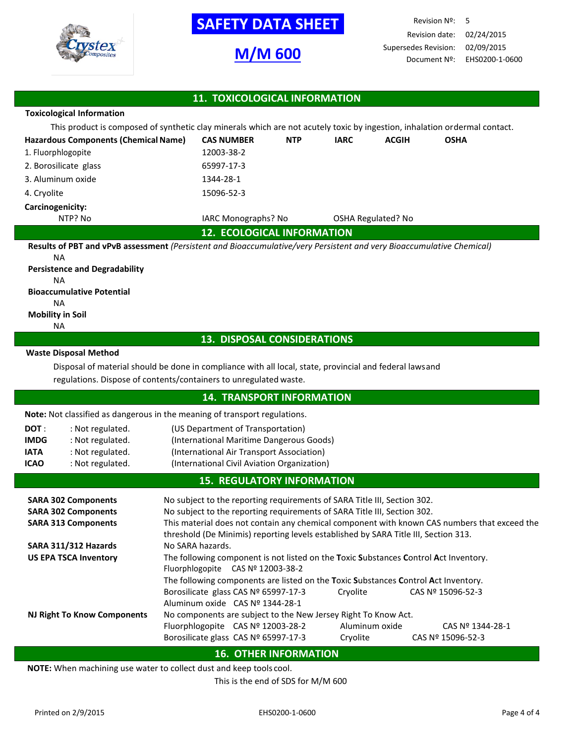# SAFETY DATA SHEET

## M/M 600

Revision Nº: 5
Revision date: 02/24/2015
Supersedes Revision: 02/09/2015
Document Nº: EHS0200-1-0600

## 11. TOXICOLOGICAL INFORMATION

**Toxicological Information**

This product is composed of synthetic clay minerals which are not acutely toxic by ingestion, inhalation ordermal contact.

| Hazardous Components (Chemical Name) | CAS NUMBER | NTP | IARC | ACGIH | OSHA |
|---|---|---|---|---|---|
| 1. Fluorphlogopite | 12003-38-2 | | | | |
| 2. Borosilicate glass | 65997-17-3 | | | | |
| 3. Aluminum oxide | 1344-28-1 | | | | |
| 4. Cryolite | 15096-52-3 | | | | |

**Carcinogenicity:**

NTP? No &nbsp;&nbsp; IARC Monographs? No &nbsp;&nbsp; OSHA Regulated? No

## 12. ECOLOGICAL INFORMATION

**Results of PBT and vPvB assessment** *(Persistent and Bioaccumulative/very Persistent and very Bioaccumulative Chemical)*

NA

**Persistence and Degradability**

NA

**Bioaccumulative Potential**

NA

**Mobility in Soil**

NA

## 13. DISPOSAL CONSIDERATIONS

**Waste Disposal Method**

Disposal of material should be done in compliance with all local, state, provincial and federal lawsand regulations. Dispose of contents/containers to unregulated waste.

## 14. TRANSPORT INFORMATION

**Note:** Not classified as dangerous in the meaning of transport regulations.

| | | |
|---|---|---|
| **DOT** : | : Not regulated. | (US Department of Transportation) |
| **IMDG** | : Not regulated. | (International Maritime Dangerous Goods) |
| **IATA** | : Not regulated. | (International Air Transport Association) |
| **ICAO** | : Not regulated. | (International Civil Aviation Organization) |

## 15. REGULATORY INFORMATION

**SARA 302 Components** — No subject to the reporting requirements of SARA Title III, Section 302.

**SARA 302 Components** — No subject to the reporting requirements of SARA Title III, Section 302.

**SARA 313 Components** — This material does not contain any chemical component with known CAS numbers that exceed the threshold (De Minimis) reporting levels established by SARA Title III, Section 313.

**SARA 311/312 Hazards** — No SARA hazards.

**US EPA TSCA Inventory** — The following component is not listed on the **T**oxic **S**ubstances **C**ontrol **A**ct Inventory.
Fluorphlogopite CAS Nº 12003-38-2
The following components are listed on the **T**oxic **S**ubstances **C**ontrol **A**ct Inventory.
Borosilicate glass CAS Nº 65997-17-3 &nbsp;&nbsp; Cryolite CAS Nº 15096-52-3
Aluminum oxide CAS Nº 1344-28-1

**NJ Right To Know Components** — No components are subject to the New Jersey Right To Know Act.
Fluorphlogopite CAS Nº 12003-28-2 &nbsp;&nbsp; Aluminum oxide CAS Nº 1344-28-1
Borosilicate glass CAS Nº 65997-17-3 &nbsp;&nbsp; Cryolite CAS Nº 15096-52-3

## 16. OTHER INFORMATION

**NOTE:** When machining use water to collect dust and keep tools cool.

This is the end of SDS for M/M 600

Printed on 2/9/2015